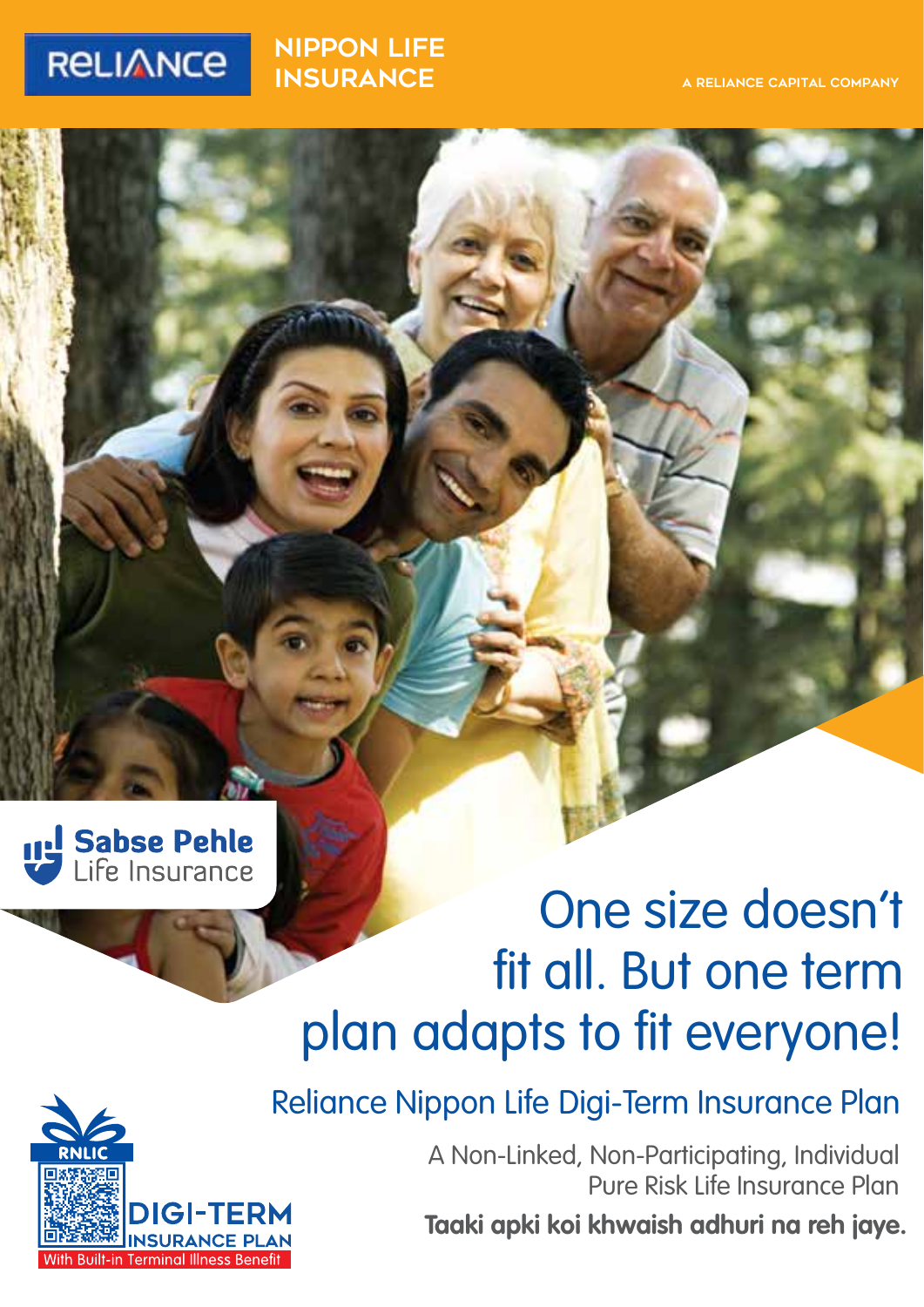RELIANCE NIPPON LIFE INSURANCE

A RELIANCE CAPITAL COMPANY

Sabse Pehle Life Insurance

# One size doesn't fit all. But one term plan adapts to fit everyone!

## Reliance Nippon Life Digi-Term Insurance Plan

A Non-Linked, Non-Participating, Individual Pure Risk Life Insurance Plan

**Taaki apki koi khwaish adhuri na reh jaye.**

RNLIC DIGI-TERM INSURANCE PLAN

With Built-in Terminal Illness Benefit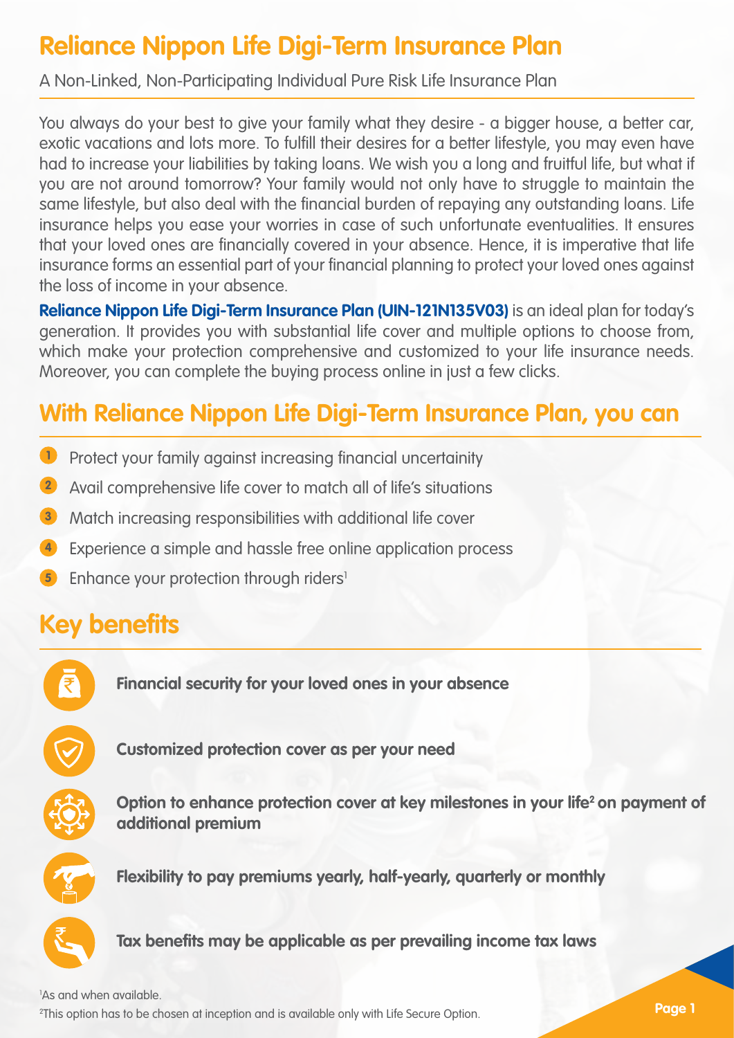# Reliance Nippon Life Digi-Term Insurance Plan

A Non-Linked, Non-Participating Individual Pure Risk Life Insurance Plan

You always do your best to give your family what they desire - a bigger house, a better car, exotic vacations and lots more. To fulfill their desires for a better lifestyle, you may even have had to increase your liabilities by taking loans. We wish you a long and fruitful life, but what if you are not around tomorrow? Your family would not only have to struggle to maintain the same lifestyle, but also deal with the financial burden of repaying any outstanding loans. Life insurance helps you ease your worries in case of such unfortunate eventualities. It ensures that your loved ones are financially covered in your absence. Hence, it is imperative that life insurance forms an essential part of your financial planning to protect your loved ones against the loss of income in your absence.

**Reliance Nippon Life Digi-Term Insurance Plan (UIN-121N135V03)** is an ideal plan for today's generation. It provides you with substantial life cover and multiple options to choose from, which make your protection comprehensive and customized to your life insurance needs. Moreover, you can complete the buying process online in just a few clicks.

## With Reliance Nippon Life Digi-Term Insurance Plan, you can

1. Protect your family against increasing financial uncertainity
2. Avail comprehensive life cover to match all of life's situations
3. Match increasing responsibilities with additional life cover
4. Experience a simple and hassle free online application process
5. Enhance your protection through riders[1]

## Key benefits

- **Financial security for your loved ones in your absence**
- **Customized protection cover as per your need**
- **Option to enhance protection cover at key milestones in your life[2] on payment of additional premium**
- **Flexibility to pay premiums yearly, half-yearly, quarterly or monthly**
- **Tax benefits may be applicable as per prevailing income tax laws**

[1]As and when available.

[2]This option has to be chosen at inception and is available only with Life Secure Option.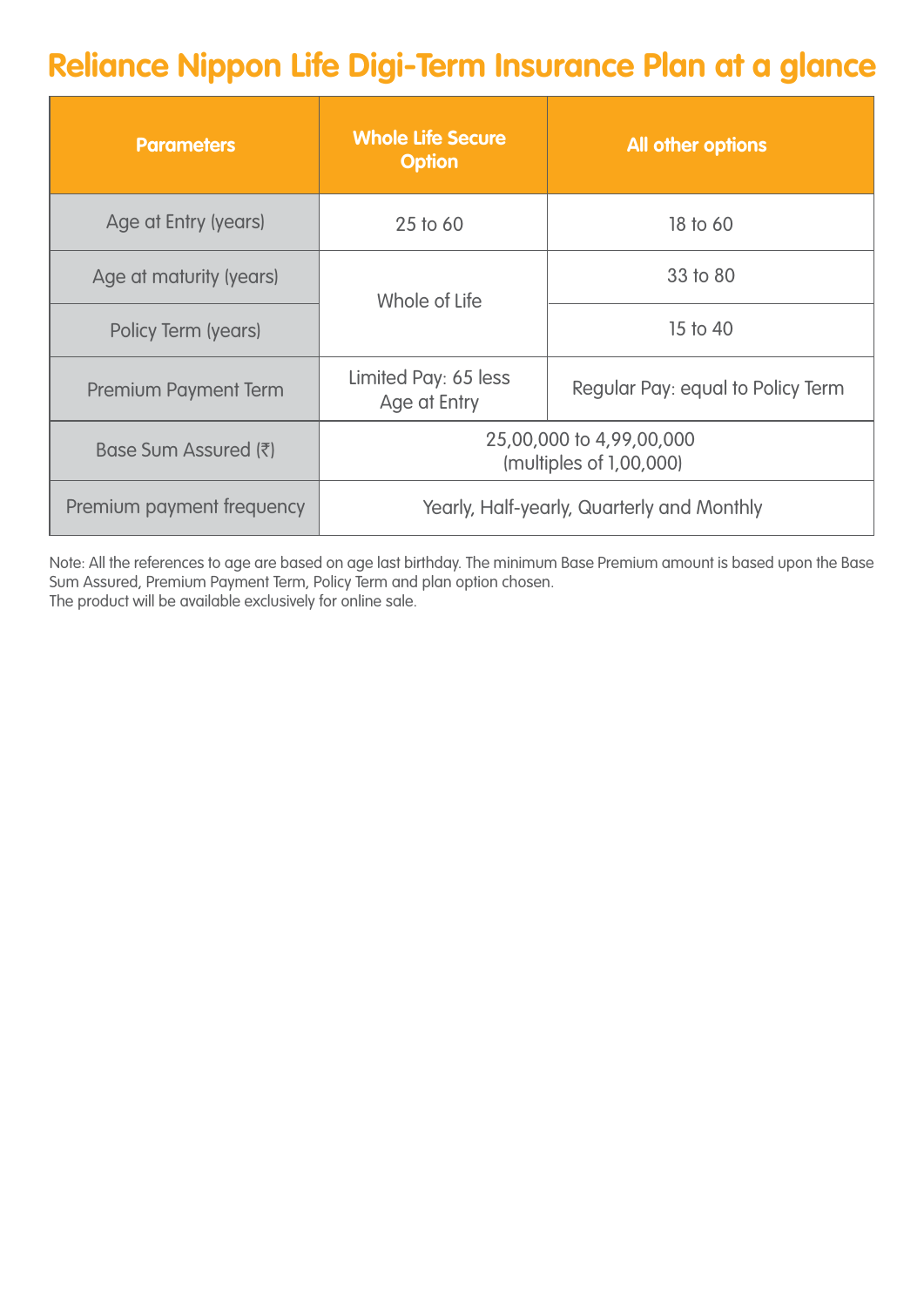# Reliance Nippon Life Digi-Term Insurance Plan at a glance

| Parameters | Whole Life Secure Option | All other options |
|---|---|---|
| Age at Entry (years) | 25 to 60 | 18 to 60 |
| Age at maturity (years) | Whole of Life | 33 to 80 |
| Policy Term (years) | | 15 to 40 |
| Premium Payment Term | Limited Pay: 65 less Age at Entry | Regular Pay: equal to Policy Term |
| Base Sum Assured (₹) | 25,00,000 to 4,99,00,000 (multiples of 1,00,000) | |
| Premium payment frequency | Yearly, Half-yearly, Quarterly and Monthly | |

Note: All the references to age are based on age last birthday. The minimum Base Premium amount is based upon the Base Sum Assured, Premium Payment Term, Policy Term and plan option chosen.
The product will be available exclusively for online sale.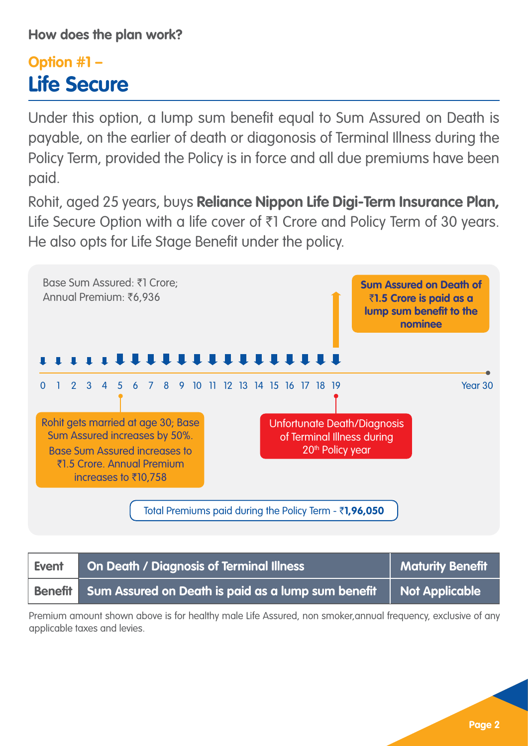**How does the plan work?**

## Option #1 –
# Life Secure

Under this option, a lump sum benefit equal to Sum Assured on Death is payable, on the earlier of death or diagonosis of Terminal Illness during the Policy Term, provided the Policy is in force and all due premiums have been paid.

Rohit, aged 25 years, buys **Reliance Nippon Life Digi-Term Insurance Plan,** Life Secure Option with a life cover of ₹1 Crore and Policy Term of 30 years. He also opts for Life Stage Benefit under the policy.

Base Sum Assured: ₹1 Crore;
Annual Premium: ₹6,936

**Sum Assured on Death of ₹1.5 Crore is paid as a lump sum benefit to the nominee**

0 1 2 3 4 5 6 7 8 9 10 11 12 13 14 15 16 17 18 19 Year 30

Rohit gets married at age 30; Base Sum Assured increases by 50%. Base Sum Assured increases to ₹1.5 Crore. Annual Premium increases to ₹10,758

Unfortunate Death/Diagnosis of Terminal Illness during 20th Policy year

Total Premiums paid during the Policy Term - ₹**1,96,050**

| Event | On Death / Diagnosis of Terminal Illness | Maturity Benefit |
|---|---|---|
| Benefit | Sum Assured on Death is paid as a lump sum benefit | Not Applicable |

Premium amount shown above is for healthy male Life Assured, non smoker,annual frequency, exclusive of any applicable taxes and levies.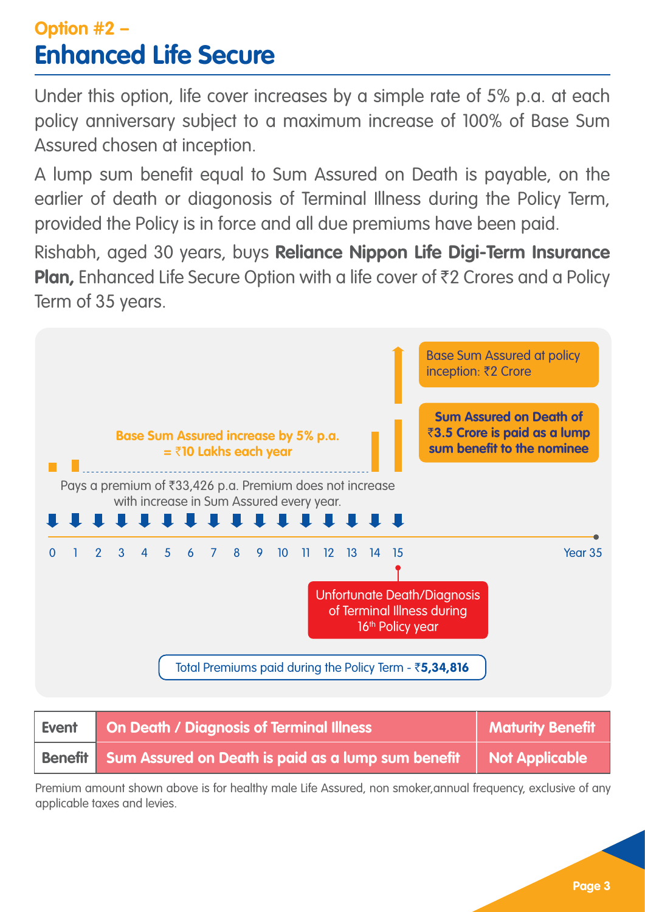## Option #2 –
# Enhanced Life Secure

Under this option, life cover increases by a simple rate of 5% p.a. at each policy anniversary subject to a maximum increase of 100% of Base Sum Assured chosen at inception.

A lump sum benefit equal to Sum Assured on Death is payable, on the earlier of death or diagonosis of Terminal Illness during the Policy Term, provided the Policy is in force and all due premiums have been paid.

Rishabh, aged 30 years, buys **Reliance Nippon Life Digi-Term Insurance Plan,** Enhanced Life Secure Option with a life cover of ₹2 Crores and a Policy Term of 35 years.

Base Sum Assured at policy inception: ₹2 Crore

**Sum Assured on Death of ₹3.5 Crore is paid as a lump sum benefit to the nominee**

**Base Sum Assured increase by 5% p.a. = ₹10 Lakhs each year**

Pays a premium of ₹33,426 p.a. Premium does not increase with increase in Sum Assured every year.

0 1 2 3 4 5 6 7 8 9 10 11 12 13 14 15 Year 35

Unfortunate Death/Diagnosis of Terminal Illness during 16th Policy year

Total Premiums paid during the Policy Term - ₹**5,34,816**

| Event | On Death / Diagnosis of Terminal Illness | Maturity Benefit |
|---|---|---|
| Benefit | Sum Assured on Death is paid as a lump sum benefit | Not Applicable |

Premium amount shown above is for healthy male Life Assured, non smoker,annual frequency, exclusive of any applicable taxes and levies.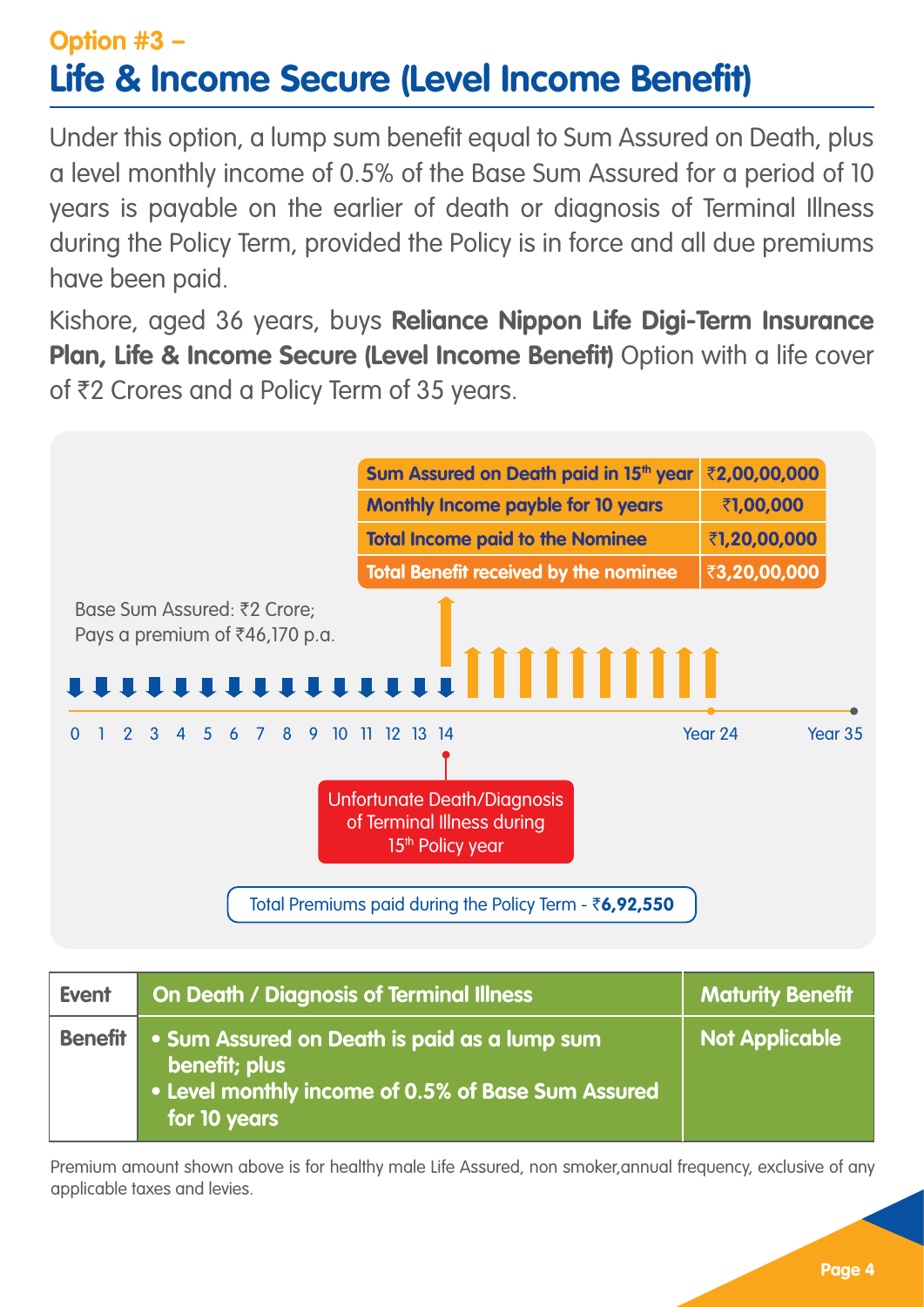**Option #3 –**

# Life & Income Secure (Level Income Benefit)

Under this option, a lump sum benefit equal to Sum Assured on Death, plus a level monthly income of 0.5% of the Base Sum Assured for a period of 10 years is payable on the earlier of death or diagnosis of Terminal Illness during the Policy Term, provided the Policy is in force and all due premiums have been paid.

Kishore, aged 36 years, buys **Reliance Nippon Life Digi-Term Insurance Plan, Life & Income Secure (Level Income Benefit)** Option with a life cover of ₹2 Crores and a Policy Term of 35 years.

| | |
|---|---|
| **Sum Assured on Death paid in 15th year** | **₹2,00,00,000** |
| **Monthly Income payble for 10 years** | **₹1,00,000** |
| **Total Income paid to the Nominee** | **₹1,20,00,000** |
| **Total Benefit received by the nominee** | **₹3,20,00,000** |

Base Sum Assured: ₹2 Crore;
Pays a premium of ₹46,170 p.a.

0 1 2 3 4 5 6 7 8 9 10 11 12 13 14 Year 24 Year 35

Unfortunate Death/Diagnosis of Terminal Illness during 15th Policy year

Total Premiums paid during the Policy Term - ₹**6,92,550**

| Event | On Death / Diagnosis of Terminal Illness | Maturity Benefit |
|---|---|---|
| Benefit | • Sum Assured on Death is paid as a lump sum benefit; plus<br>• Level monthly income of 0.5% of Base Sum Assured for 10 years | Not Applicable |

Premium amount shown above is for healthy male Life Assured, non smoker,annual frequency, exclusive of any applicable taxes and levies.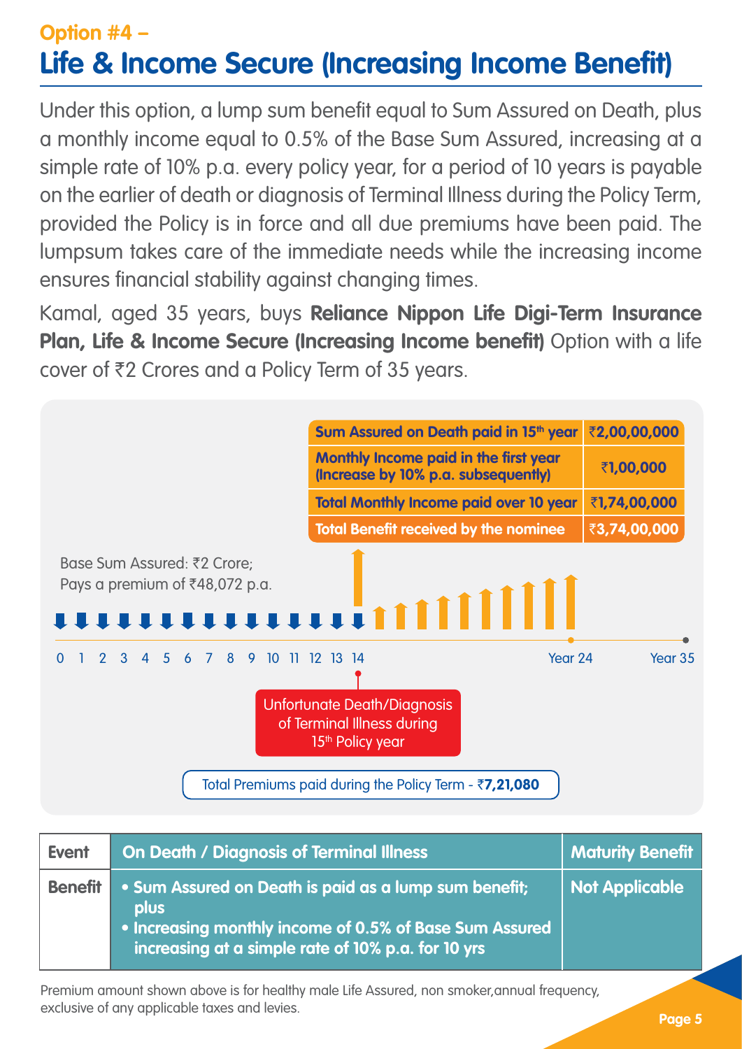## Option #4 –

# Life & Income Secure (Increasing Income Benefit)

Under this option, a lump sum benefit equal to Sum Assured on Death, plus a monthly income equal to 0.5% of the Base Sum Assured, increasing at a simple rate of 10% p.a. every policy year, for a period of 10 years is payable on the earlier of death or diagnosis of Terminal Illness during the Policy Term, provided the Policy is in force and all due premiums have been paid. The lumpsum takes care of the immediate needs while the increasing income ensures financial stability against changing times.

Kamal, aged 35 years, buys **Reliance Nippon Life Digi-Term Insurance Plan, Life & Income Secure (Increasing Income benefit)** Option with a life cover of ₹2 Crores and a Policy Term of 35 years.

| | |
|---|---|
| **Sum Assured on Death paid in 15th year** | **₹2,00,00,000** |
| **Monthly Income paid in the first year (Increase by 10% p.a. subsequently)** | **₹1,00,000** |
| **Total Monthly Income paid over 10 year** | **₹1,74,00,000** |
| **Total Benefit received by the nominee** | **₹3,74,00,000** |

Base Sum Assured: ₹2 Crore;
Pays a premium of ₹48,072 p.a.

0 1 2 3 4 5 6 7 8 9 10 11 12 13 14 ... Year 24 ... Year 35

Unfortunate Death/Diagnosis of Terminal Illness during 15th Policy year

Total Premiums paid during the Policy Term - ₹**7,21,080**

| Event | On Death / Diagnosis of Terminal Illness | Maturity Benefit |
|---|---|---|
| Benefit | • Sum Assured on Death is paid as a lump sum benefit; plus<br>• Increasing monthly income of 0.5% of Base Sum Assured increasing at a simple rate of 10% p.a. for 10 yrs | Not Applicable |

Premium amount shown above is for healthy male Life Assured, non smoker,annual frequency, exclusive of any applicable taxes and levies.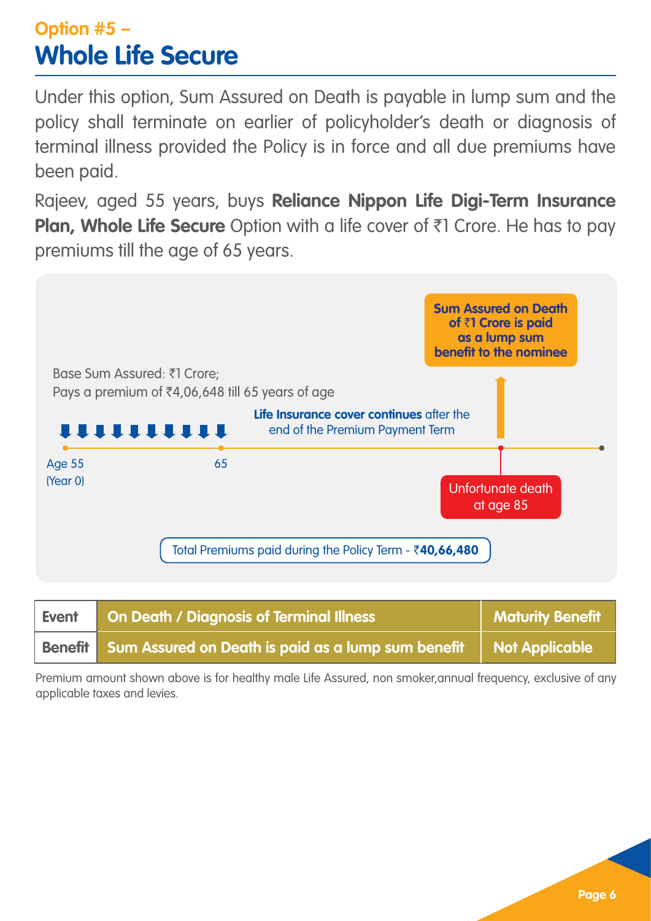## Option #5 –
# Whole Life Secure

Under this option, Sum Assured on Death is payable in lump sum and the policy shall terminate on earlier of policyholder's death or diagnosis of terminal illness provided the Policy is in force and all due premiums have been paid.

Rajeev, aged 55 years, buys **Reliance Nippon Life Digi-Term Insurance Plan, Whole Life Secure** Option with a life cover of ₹1 Crore. He has to pay premiums till the age of 65 years.

**Sum Assured on Death of ₹1 Crore is paid as a lump sum benefit to the nominee**

Base Sum Assured: ₹1 Crore;
Pays a premium of ₹4,06,648 till 65 years of age

**Life Insurance cover continues** after the end of the Premium Payment Term

Age 55 (Year 0)

65

Unfortunate death at age 85

Total Premiums paid during the Policy Term - ₹**40,66,480**

| Event | On Death / Diagnosis of Terminal Illness | Maturity Benefit |
|---|---|---|
| Benefit | Sum Assured on Death is paid as a lump sum benefit | Not Applicable |

Premium amount shown above is for healthy male Life Assured, non smoker,annual frequency, exclusive of any applicable taxes and levies.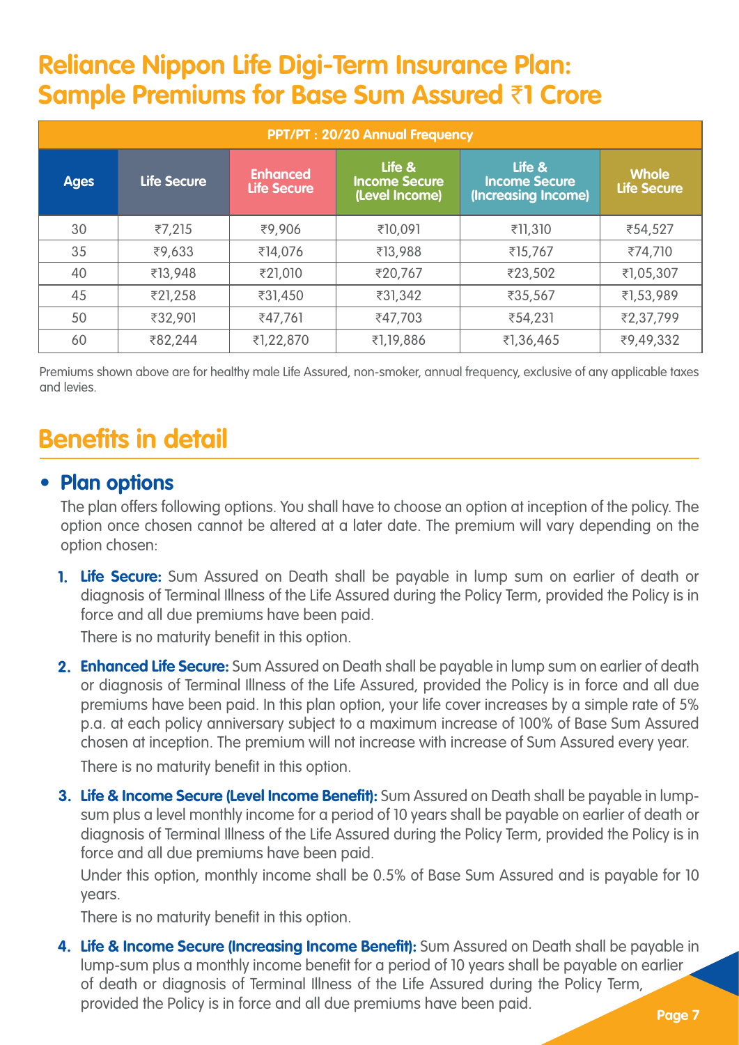# Reliance Nippon Life Digi-Term Insurance Plan: Sample Premiums for Base Sum Assured ₹1 Crore

| PPT/PT : 20/20 Annual Frequency | | | | | |
|---|---|---|---|---|---|
| Ages | Life Secure | Enhanced Life Secure | Life & Income Secure (Level Income) | Life & Income Secure (Increasing Income) | Whole Life Secure |
| 30 | ₹7,215 | ₹9,906 | ₹10,091 | ₹11,310 | ₹54,527 |
| 35 | ₹9,633 | ₹14,076 | ₹13,988 | ₹15,767 | ₹74,710 |
| 40 | ₹13,948 | ₹21,010 | ₹20,767 | ₹23,502 | ₹1,05,307 |
| 45 | ₹21,258 | ₹31,450 | ₹31,342 | ₹35,567 | ₹1,53,989 |
| 50 | ₹32,901 | ₹47,761 | ₹47,703 | ₹54,231 | ₹2,37,799 |
| 60 | ₹82,244 | ₹1,22,870 | ₹1,19,886 | ₹1,36,465 | ₹9,49,332 |

Premiums shown above are for healthy male Life Assured, non-smoker, annual frequency, exclusive of any applicable taxes and levies.

## Benefits in detail

### • Plan options

The plan offers following options. You shall have to choose an option at inception of the policy. The option once chosen cannot be altered at a later date. The premium will vary depending on the option chosen:

1. **Life Secure:** Sum Assured on Death shall be payable in lump sum on earlier of death or diagnosis of Terminal Illness of the Life Assured during the Policy Term, provided the Policy is in force and all due premiums have been paid.

   There is no maturity benefit in this option.

2. **Enhanced Life Secure:** Sum Assured on Death shall be payable in lump sum on earlier of death or diagnosis of Terminal Illness of the Life Assured, provided the Policy is in force and all due premiums have been paid. In this plan option, your life cover increases by a simple rate of 5% p.a. at each policy anniversary subject to a maximum increase of 100% of Base Sum Assured chosen at inception. The premium will not increase with increase of Sum Assured every year.

   There is no maturity benefit in this option.

3. **Life & Income Secure (Level Income Benefit):** Sum Assured on Death shall be payable in lump-sum plus a level monthly income for a period of 10 years shall be payable on earlier of death or diagnosis of Terminal Illness of the Life Assured during the Policy Term, provided the Policy is in force and all due premiums have been paid.

   Under this option, monthly income shall be 0.5% of Base Sum Assured and is payable for 10 years.

   There is no maturity benefit in this option.

4. **Life & Income Secure (Increasing Income Benefit):** Sum Assured on Death shall be payable in lump-sum plus a monthly income benefit for a period of 10 years shall be payable on earlier of death or diagnosis of Terminal Illness of the Life Assured during the Policy Term, provided the Policy is in force and all due premiums have been paid.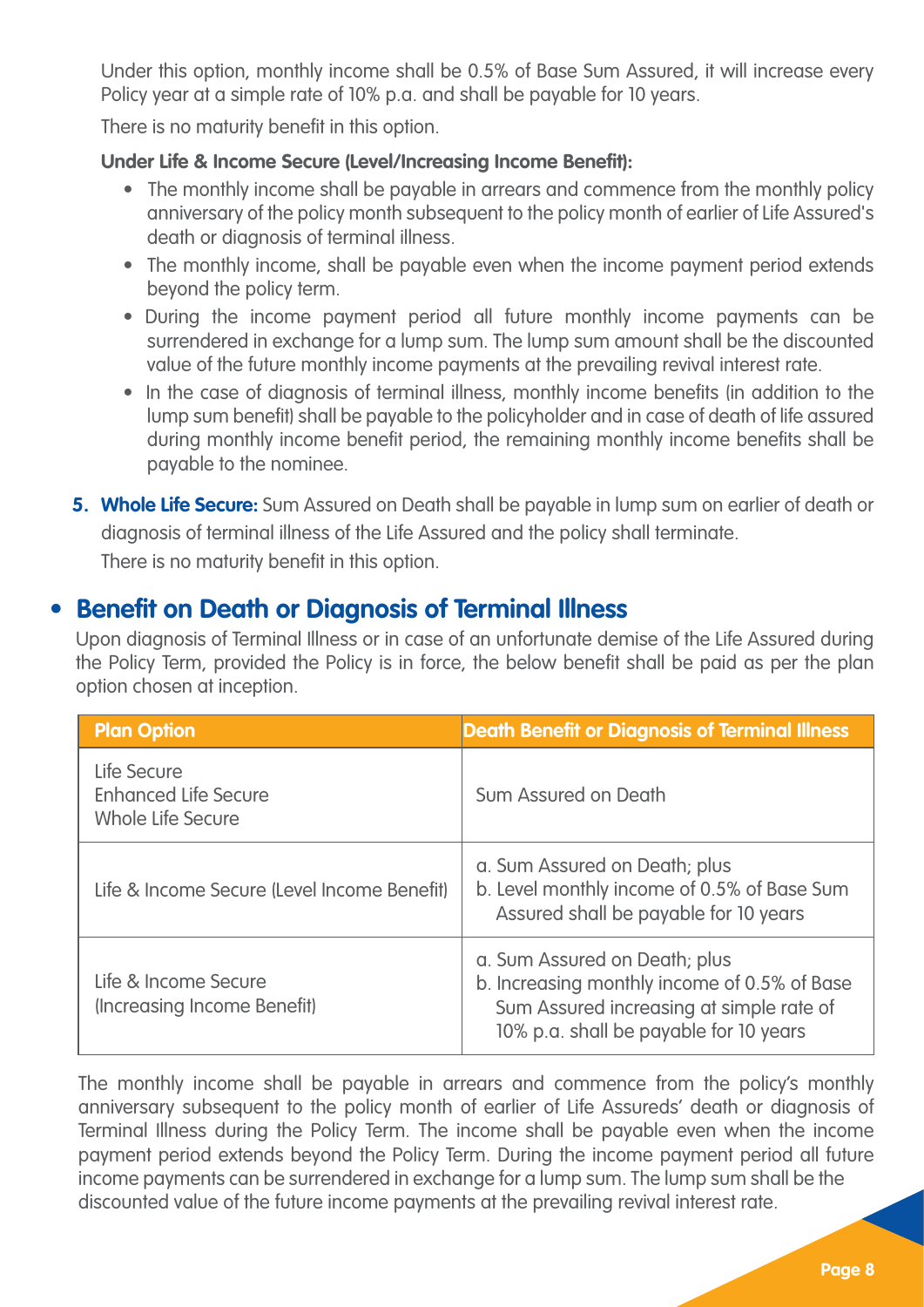Under this option, monthly income shall be 0.5% of Base Sum Assured, it will increase every Policy year at a simple rate of 10% p.a. and shall be payable for 10 years.

There is no maturity benefit in this option.

**Under Life & Income Secure (Level/Increasing Income Benefit):**

- The monthly income shall be payable in arrears and commence from the monthly policy anniversary of the policy month subsequent to the policy month of earlier of Life Assured's death or diagnosis of terminal illness.
- The monthly income, shall be payable even when the income payment period extends beyond the policy term.
- During the income payment period all future monthly income payments can be surrendered in exchange for a lump sum. The lump sum amount shall be the discounted value of the future monthly income payments at the prevailing revival interest rate.
- In the case of diagnosis of terminal illness, monthly income benefits (in addition to the lump sum benefit) shall be payable to the policyholder and in case of death of life assured during monthly income benefit period, the remaining monthly income benefits shall be payable to the nominee.

5. **Whole Life Secure:** Sum Assured on Death shall be payable in lump sum on earlier of death or diagnosis of terminal illness of the Life Assured and the policy shall terminate.

   There is no maturity benefit in this option.

## Benefit on Death or Diagnosis of Terminal Illness

Upon diagnosis of Terminal Illness or in case of an unfortunate demise of the Life Assured during the Policy Term, provided the Policy is in force, the below benefit shall be paid as per the plan option chosen at inception.

| Plan Option | Death Benefit or Diagnosis of Terminal Illness |
|---|---|
| Life Secure<br>Enhanced Life Secure<br>Whole Life Secure | Sum Assured on Death |
| Life & Income Secure (Level Income Benefit) | a. Sum Assured on Death; plus<br>b. Level monthly income of 0.5% of Base Sum Assured shall be payable for 10 years |
| Life & Income Secure (Increasing Income Benefit) | a. Sum Assured on Death; plus<br>b. Increasing monthly income of 0.5% of Base Sum Assured increasing at simple rate of 10% p.a. shall be payable for 10 years |

The monthly income shall be payable in arrears and commence from the policy's monthly anniversary subsequent to the policy month of earlier of Life Assureds' death or diagnosis of Terminal Illness during the Policy Term. The income shall be payable even when the income payment period extends beyond the Policy Term. During the income payment period all future income payments can be surrendered in exchange for a lump sum. The lump sum shall be the discounted value of the future income payments at the prevailing revival interest rate.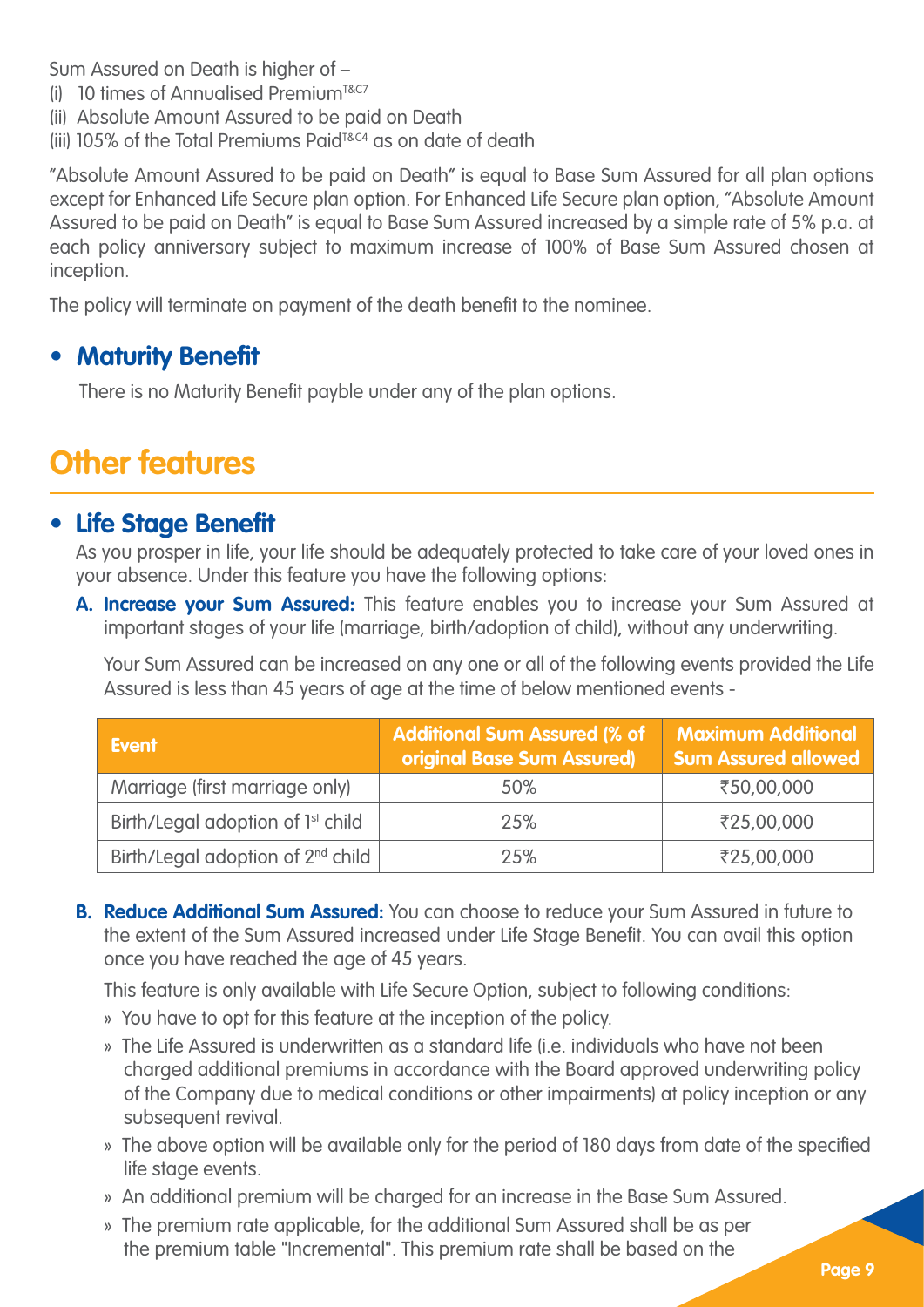Sum Assured on Death is higher of –

(i) 10 times of Annualised Premium[T&C7]

(ii) Absolute Amount Assured to be paid on Death

(iii) 105% of the Total Premiums Paid[T&C4] as on date of death

"Absolute Amount Assured to be paid on Death" is equal to Base Sum Assured for all plan options except for Enhanced Life Secure plan option. For Enhanced Life Secure plan option, "Absolute Amount Assured to be paid on Death" is equal to Base Sum Assured increased by a simple rate of 5% p.a. at each policy anniversary subject to maximum increase of 100% of Base Sum Assured chosen at inception.

The policy will terminate on payment of the death benefit to the nominee.

- **Maturity Benefit**

  There is no Maturity Benefit payble under any of the plan options.

# Other features

- **Life Stage Benefit**

  As you prosper in life, your life should be adequately protected to take care of your loved ones in your absence. Under this feature you have the following options:

  **A. Increase your Sum Assured:** This feature enables you to increase your Sum Assured at important stages of your life (marriage, birth/adoption of child), without any underwriting.

  Your Sum Assured can be increased on any one or all of the following events provided the Life Assured is less than 45 years of age at the time of below mentioned events -

| Event | Additional Sum Assured (% of original Base Sum Assured) | Maximum Additional Sum Assured allowed |
|---|---|---|
| Marriage (first marriage only) | 50% | ₹50,00,000 |
| Birth/Legal adoption of 1st child | 25% | ₹25,00,000 |
| Birth/Legal adoption of 2nd child | 25% | ₹25,00,000 |

  **B. Reduce Additional Sum Assured:** You can choose to reduce your Sum Assured in future to the extent of the Sum Assured increased under Life Stage Benefit. You can avail this option once you have reached the age of 45 years.

  This feature is only available with Life Secure Option, subject to following conditions:

  » You have to opt for this feature at the inception of the policy.

  » The Life Assured is underwritten as a standard life (i.e. individuals who have not been charged additional premiums in accordance with the Board approved underwriting policy of the Company due to medical conditions or other impairments) at policy inception or any subsequent revival.

  » The above option will be available only for the period of 180 days from date of the specified life stage events.

  » An additional premium will be charged for an increase in the Base Sum Assured.

  » The premium rate applicable, for the additional Sum Assured shall be as per the premium table "Incremental". This premium rate shall be based on the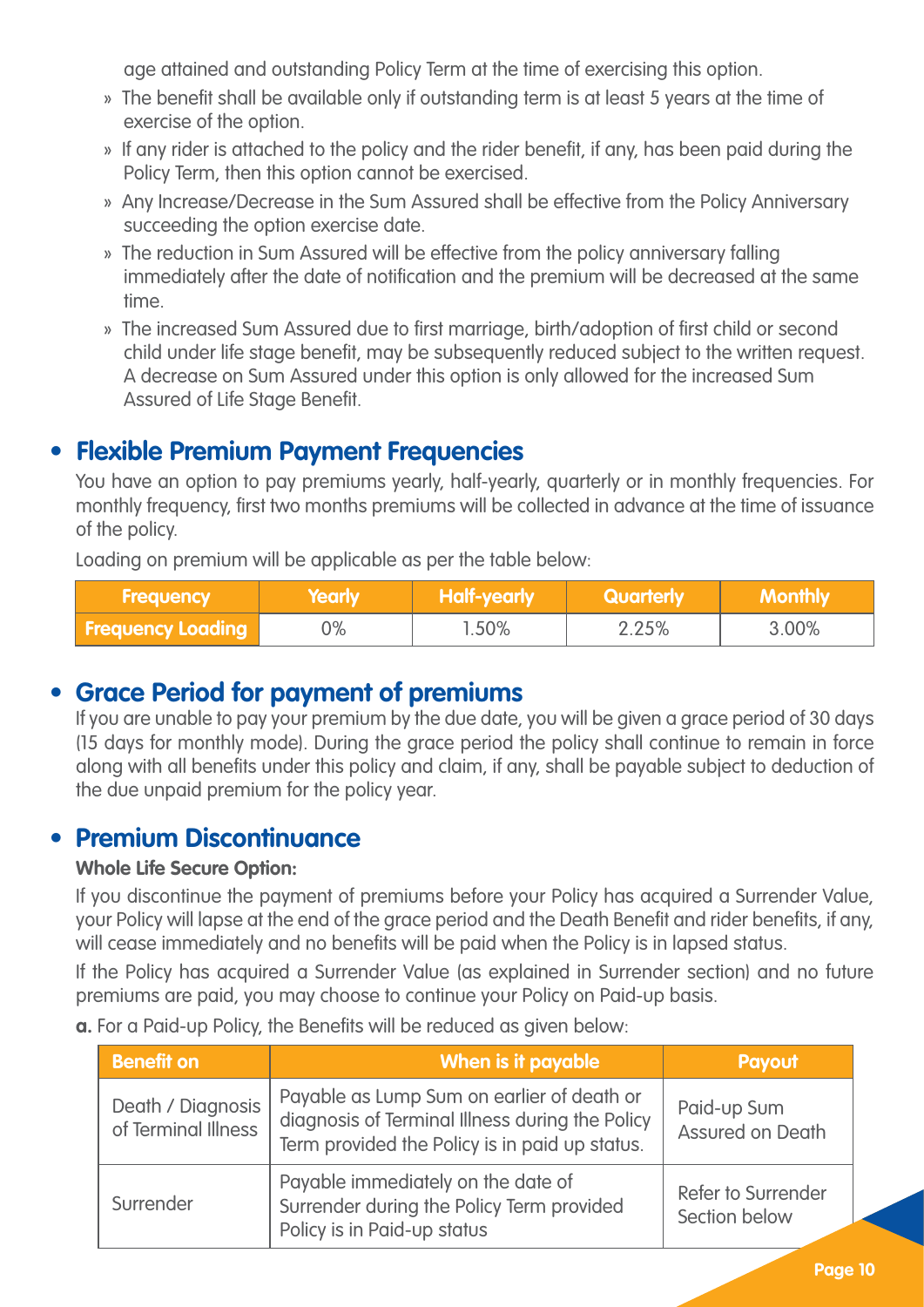age attained and outstanding Policy Term at the time of exercising this option.

- The benefit shall be available only if outstanding term is at least 5 years at the time of exercise of the option.
- If any rider is attached to the policy and the rider benefit, if any, has been paid during the Policy Term, then this option cannot be exercised.
- Any Increase/Decrease in the Sum Assured shall be effective from the Policy Anniversary succeeding the option exercise date.
- The reduction in Sum Assured will be effective from the policy anniversary falling immediately after the date of notification and the premium will be decreased at the same time.
- The increased Sum Assured due to first marriage, birth/adoption of first child or second child under life stage benefit, may be subsequently reduced subject to the written request. A decrease on Sum Assured under this option is only allowed for the increased Sum Assured of Life Stage Benefit.

## Flexible Premium Payment Frequencies

You have an option to pay premiums yearly, half-yearly, quarterly or in monthly frequencies. For monthly frequency, first two months premiums will be collected in advance at the time of issuance of the policy.

Loading on premium will be applicable as per the table below:

| Frequency | Yearly | Half-yearly | Quarterly | Monthly |
|---|---|---|---|---|
| Frequency Loading | 0% | 1.50% | 2.25% | 3.00% |

## Grace Period for payment of premiums

If you are unable to pay your premium by the due date, you will be given a grace period of 30 days (15 days for monthly mode). During the grace period the policy shall continue to remain in force along with all benefits under this policy and claim, if any, shall be payable subject to deduction of the due unpaid premium for the policy year.

## Premium Discontinuance

**Whole Life Secure Option:**

If you discontinue the payment of premiums before your Policy has acquired a Surrender Value, your Policy will lapse at the end of the grace period and the Death Benefit and rider benefits, if any, will cease immediately and no benefits will be paid when the Policy is in lapsed status.

If the Policy has acquired a Surrender Value (as explained in Surrender section) and no future premiums are paid, you may choose to continue your Policy on Paid-up basis.

**a.** For a Paid-up Policy, the Benefits will be reduced as given below:

| Benefit on | When is it payable | Payout |
|---|---|---|
| Death / Diagnosis of Terminal Illness | Payable as Lump Sum on earlier of death or diagnosis of Terminal Illness during the Policy Term provided the Policy is in paid up status. | Paid-up Sum Assured on Death |
| Surrender | Payable immediately on the date of Surrender during the Policy Term provided Policy is in Paid-up status | Refer to Surrender Section below |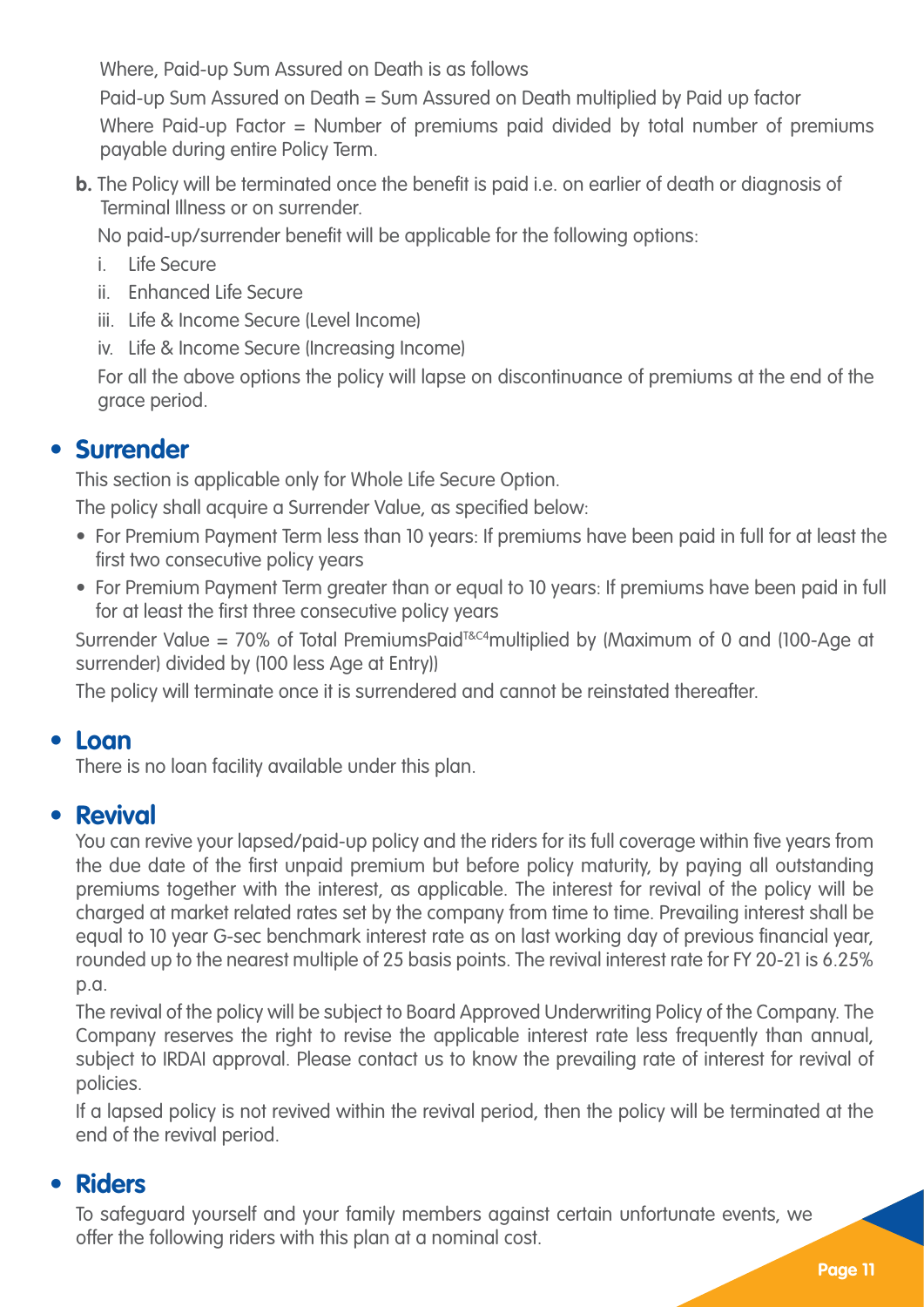Where, Paid-up Sum Assured on Death is as follows

Paid-up Sum Assured on Death = Sum Assured on Death multiplied by Paid up factor

Where Paid-up Factor = Number of premiums paid divided by total number of premiums payable during entire Policy Term.

**b.** The Policy will be terminated once the benefit is paid i.e. on earlier of death or diagnosis of Terminal Illness or on surrender.

No paid-up/surrender benefit will be applicable for the following options:

i. Life Secure
ii. Enhanced Life Secure
iii. Life & Income Secure (Level Income)
iv. Life & Income Secure (Increasing Income)

For all the above options the policy will lapse on discontinuance of premiums at the end of the grace period.

## Surrender

This section is applicable only for Whole Life Secure Option.

The policy shall acquire a Surrender Value, as specified below:

- For Premium Payment Term less than 10 years: If premiums have been paid in full for at least the first two consecutive policy years
- For Premium Payment Term greater than or equal to 10 years: If premiums have been paid in full for at least the first three consecutive policy years

Surrender Value = 70% of Total PremiumsPaid[T&C4]multiplied by (Maximum of 0 and (100-Age at surrender) divided by (100 less Age at Entry))

The policy will terminate once it is surrendered and cannot be reinstated thereafter.

## Loan

There is no loan facility available under this plan.

## Revival

You can revive your lapsed/paid-up policy and the riders for its full coverage within five years from the due date of the first unpaid premium but before policy maturity, by paying all outstanding premiums together with the interest, as applicable. The interest for revival of the policy will be charged at market related rates set by the company from time to time. Prevailing interest shall be equal to 10 year G-sec benchmark interest rate as on last working day of previous financial year, rounded up to the nearest multiple of 25 basis points. The revival interest rate for FY 20-21 is 6.25% p.a.

The revival of the policy will be subject to Board Approved Underwriting Policy of the Company. The Company reserves the right to revise the applicable interest rate less frequently than annual, subject to IRDAI approval. Please contact us to know the prevailing rate of interest for revival of policies.

If a lapsed policy is not revived within the revival period, then the policy will be terminated at the end of the revival period.

## Riders

To safeguard yourself and your family members against certain unfortunate events, we offer the following riders with this plan at a nominal cost.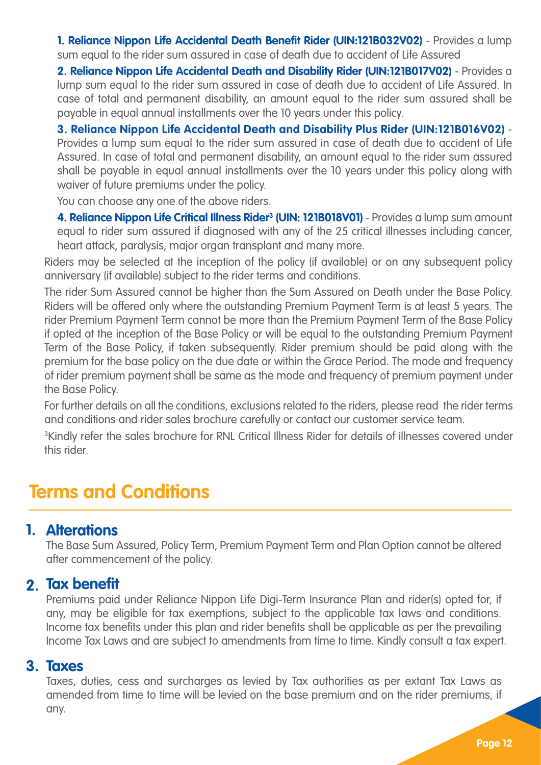**1. Reliance Nippon Life Accidental Death Benefit Rider (UIN:121B032V02)** - Provides a lump sum equal to the rider sum assured in case of death due to accident of Life Assured

**2. Reliance Nippon Life Accidental Death and Disability Rider (UIN:121B017V02)** - Provides a lump sum equal to the rider sum assured in case of death due to accident of Life Assured. In case of total and permanent disability, an amount equal to the rider sum assured shall be payable in equal annual installments over the 10 years under this policy.

**3. Reliance Nippon Life Accidental Death and Disability Plus Rider (UIN:121B016V02)** - Provides a lump sum equal to the rider sum assured in case of death due to accident of Life Assured. In case of total and permanent disability, an amount equal to the rider sum assured shall be payable in equal annual installments over the 10 years under this policy along with waiver of future premiums under the policy.

You can choose any one of the above riders.

**4. Reliance Nippon Life Critical Illness Rider[3] (UIN: 121B018V01)** - Provides a lump sum amount equal to rider sum assured if diagnosed with any of the 25 critical illnesses including cancer, heart attack, paralysis, major organ transplant and many more.

Riders may be selected at the inception of the policy (if available) or on any subsequent policy anniversary (if available) subject to the rider terms and conditions.

The rider Sum Assured cannot be higher than the Sum Assured on Death under the Base Policy. Riders will be offered only where the outstanding Premium Payment Term is at least 5 years. The rider Premium Payment Term cannot be more than the Premium Payment Term of the Base Policy if opted at the inception of the Base Policy or will be equal to the outstanding Premium Payment Term of the Base Policy, if taken subsequently. Rider premium should be paid along with the premium for the base policy on the due date or within the Grace Period. The mode and frequency of rider premium payment shall be same as the mode and frequency of premium payment under the Base Policy.

For further details on all the conditions, exclusions related to the riders, please read the rider terms and conditions and rider sales brochure carefully or contact our customer service team.

[3]Kindly refer the sales brochure for RNL Critical Illness Rider for details of illnesses covered under this rider.

# Terms and Conditions

## 1. Alterations

The Base Sum Assured, Policy Term, Premium Payment Term and Plan Option cannot be altered after commencement of the policy.

## 2. Tax benefit

Premiums paid under Reliance Nippon Life Digi-Term Insurance Plan and rider(s) opted for, if any, may be eligible for tax exemptions, subject to the applicable tax laws and conditions. Income tax benefits under this plan and rider benefits shall be applicable as per the prevailing Income Tax Laws and are subject to amendments from time to time. Kindly consult a tax expert.

## 3. Taxes

Taxes, duties, cess and surcharges as levied by Tax authorities as per extant Tax Laws as amended from time to time will be levied on the base premium and on the rider premiums, if any.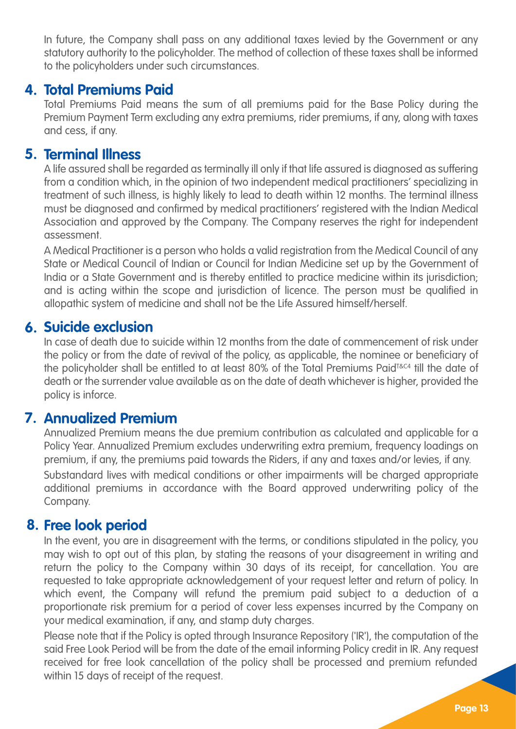In future, the Company shall pass on any additional taxes levied by the Government or any statutory authority to the policyholder. The method of collection of these taxes shall be informed to the policyholders under such circumstances.

## 4. Total Premiums Paid

Total Premiums Paid means the sum of all premiums paid for the Base Policy during the Premium Payment Term excluding any extra premiums, rider premiums, if any, along with taxes and cess, if any.

## 5. Terminal Illness

A life assured shall be regarded as terminally ill only if that life assured is diagnosed as suffering from a condition which, in the opinion of two independent medical practitioners' specializing in treatment of such illness, is highly likely to lead to death within 12 months. The terminal illness must be diagnosed and confirmed by medical practitioners' registered with the Indian Medical Association and approved by the Company. The Company reserves the right for independent assessment.

A Medical Practitioner is a person who holds a valid registration from the Medical Council of any State or Medical Council of Indian or Council for Indian Medicine set up by the Government of India or a State Government and is thereby entitled to practice medicine within its jurisdiction; and is acting within the scope and jurisdiction of licence. The person must be qualified in allopathic system of medicine and shall not be the Life Assured himself/herself.

## 6. Suicide exclusion

In case of death due to suicide within 12 months from the date of commencement of risk under the policy or from the date of revival of the policy, as applicable, the nominee or beneficiary of the policyholder shall be entitled to at least 80% of the Total Premiums Paid[T&C4] till the date of death or the surrender value available as on the date of death whichever is higher, provided the policy is inforce.

## 7. Annualized Premium

Annualized Premium means the due premium contribution as calculated and applicable for a Policy Year. Annualized Premium excludes underwriting extra premium, frequency loadings on premium, if any, the premiums paid towards the Riders, if any and taxes and/or levies, if any.

Substandard lives with medical conditions or other impairments will be charged appropriate additional premiums in accordance with the Board approved underwriting policy of the Company.

## 8. Free look period

In the event, you are in disagreement with the terms, or conditions stipulated in the policy, you may wish to opt out of this plan, by stating the reasons of your disagreement in writing and return the policy to the Company within 30 days of its receipt, for cancellation. You are requested to take appropriate acknowledgement of your request letter and return of policy. In which event, the Company will refund the premium paid subject to a deduction of a proportionate risk premium for a period of cover less expenses incurred by the Company on your medical examination, if any, and stamp duty charges.

Please note that if the Policy is opted through Insurance Repository ('IR'), the computation of the said Free Look Period will be from the date of the email informing Policy credit in IR. Any request received for free look cancellation of the policy shall be processed and premium refunded within 15 days of receipt of the request.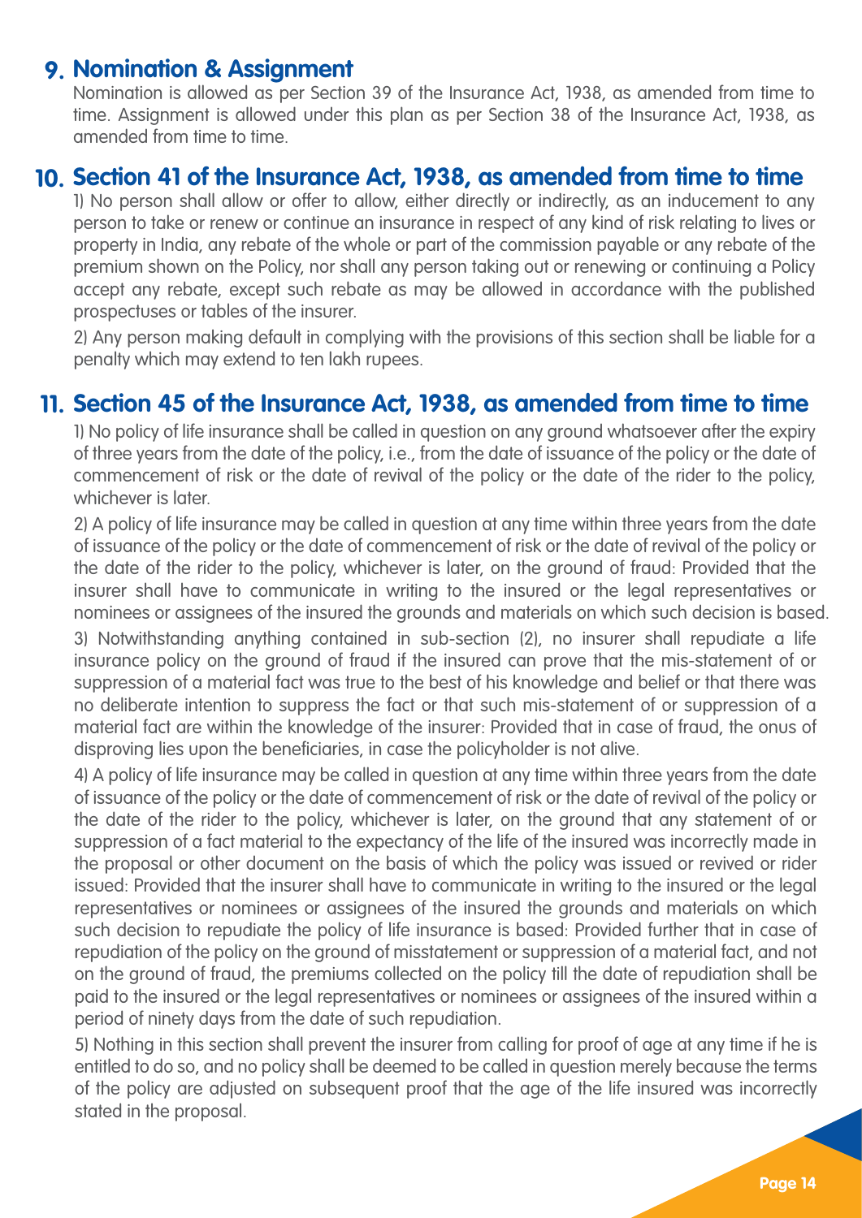## 9. Nomination & Assignment

Nomination is allowed as per Section 39 of the Insurance Act, 1938, as amended from time to time. Assignment is allowed under this plan as per Section 38 of the Insurance Act, 1938, as amended from time to time.

## 10. Section 41 of the Insurance Act, 1938, as amended from time to time

1) No person shall allow or offer to allow, either directly or indirectly, as an inducement to any person to take or renew or continue an insurance in respect of any kind of risk relating to lives or property in India, any rebate of the whole or part of the commission payable or any rebate of the premium shown on the Policy, nor shall any person taking out or renewing or continuing a Policy accept any rebate, except such rebate as may be allowed in accordance with the published prospectuses or tables of the insurer.

2) Any person making default in complying with the provisions of this section shall be liable for a penalty which may extend to ten lakh rupees.

## 11. Section 45 of the Insurance Act, 1938, as amended from time to time

1) No policy of life insurance shall be called in question on any ground whatsoever after the expiry of three years from the date of the policy, i.e., from the date of issuance of the policy or the date of commencement of risk or the date of revival of the policy or the date of the rider to the policy, whichever is later.

2) A policy of life insurance may be called in question at any time within three years from the date of issuance of the policy or the date of commencement of risk or the date of revival of the policy or the date of the rider to the policy, whichever is later, on the ground of fraud: Provided that the insurer shall have to communicate in writing to the insured or the legal representatives or nominees or assignees of the insured the grounds and materials on which such decision is based.

3) Notwithstanding anything contained in sub-section (2), no insurer shall repudiate a life insurance policy on the ground of fraud if the insured can prove that the mis-statement of or suppression of a material fact was true to the best of his knowledge and belief or that there was no deliberate intention to suppress the fact or that such mis-statement of or suppression of a material fact are within the knowledge of the insurer: Provided that in case of fraud, the onus of disproving lies upon the beneficiaries, in case the policyholder is not alive.

4) A policy of life insurance may be called in question at any time within three years from the date of issuance of the policy or the date of commencement of risk or the date of revival of the policy or the date of the rider to the policy, whichever is later, on the ground that any statement of or suppression of a fact material to the expectancy of the life of the insured was incorrectly made in the proposal or other document on the basis of which the policy was issued or revived or rider issued: Provided that the insurer shall have to communicate in writing to the insured or the legal representatives or nominees or assignees of the insured the grounds and materials on which such decision to repudiate the policy of life insurance is based: Provided further that in case of repudiation of the policy on the ground of misstatement or suppression of a material fact, and not on the ground of fraud, the premiums collected on the policy till the date of repudiation shall be paid to the insured or the legal representatives or nominees or assignees of the insured within a period of ninety days from the date of such repudiation.

5) Nothing in this section shall prevent the insurer from calling for proof of age at any time if he is entitled to do so, and no policy shall be deemed to be called in question merely because the terms of the policy are adjusted on subsequent proof that the age of the life insured was incorrectly stated in the proposal.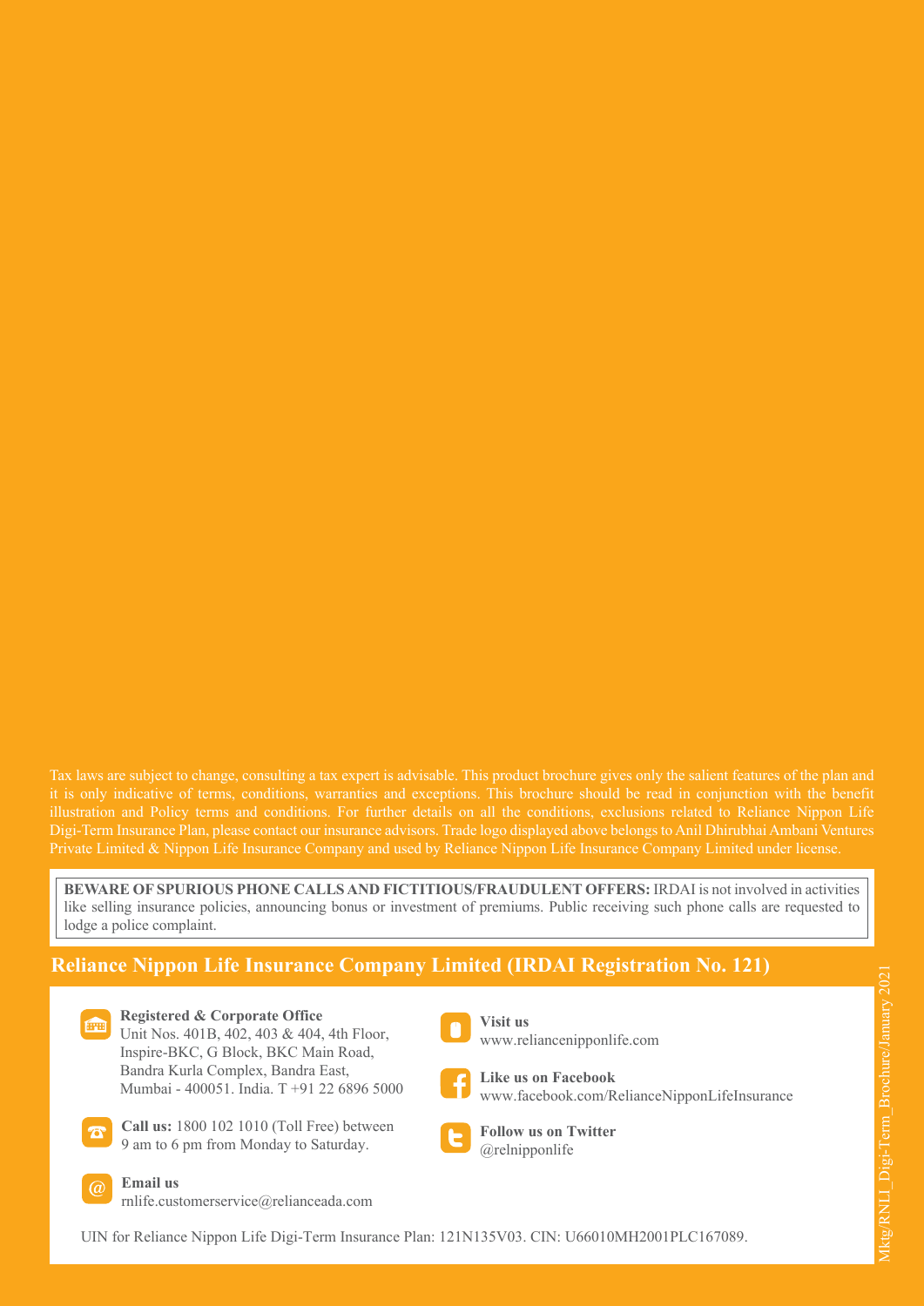Tax laws are subject to change, consulting a tax expert is advisable. This product brochure gives only the salient features of the plan and it is only indicative of terms, conditions, warranties and exceptions. This brochure should be read in conjunction with the benefit illustration and Policy terms and conditions. For further details on all the conditions, exclusions related to Reliance Nippon Life Digi-Term Insurance Plan, please contact our insurance advisors. Trade logo displayed above belongs to Anil Dhirubhai Ambani Ventures Private Limited & Nippon Life Insurance Company and used by Reliance Nippon Life Insurance Company Limited under license.

**BEWARE OF SPURIOUS PHONE CALLS AND FICTITIOUS/FRAUDULENT OFFERS:** IRDAI is not involved in activities like selling insurance policies, announcing bonus or investment of premiums. Public receiving such phone calls are requested to lodge a police complaint.

## Reliance Nippon Life Insurance Company Limited (IRDAI Registration No. 121)

**Registered & Corporate Office**
Unit Nos. 401B, 402, 403 & 404, 4th Floor,
Inspire-BKC, G Block, BKC Main Road,
Bandra Kurla Complex, Bandra East,
Mumbai - 400051. India. T +91 22 6896 5000

**Call us:** 1800 102 1010 (Toll Free) between 9 am to 6 pm from Monday to Saturday.

**Email us**
rnlife.customerservice@relianceada.com

**Visit us**
www.reliancenipponlife.com

**Like us on Facebook**
www.facebook.com/RelianceNipponLifeInsurance

**Follow us on Twitter**
@relnipponlife

UIN for Reliance Nippon Life Digi-Term Insurance Plan: 121N135V03. CIN: U66010MH2001PLC167089.

Mktg/RNLI_Digi-Term_Brochure/January 2021